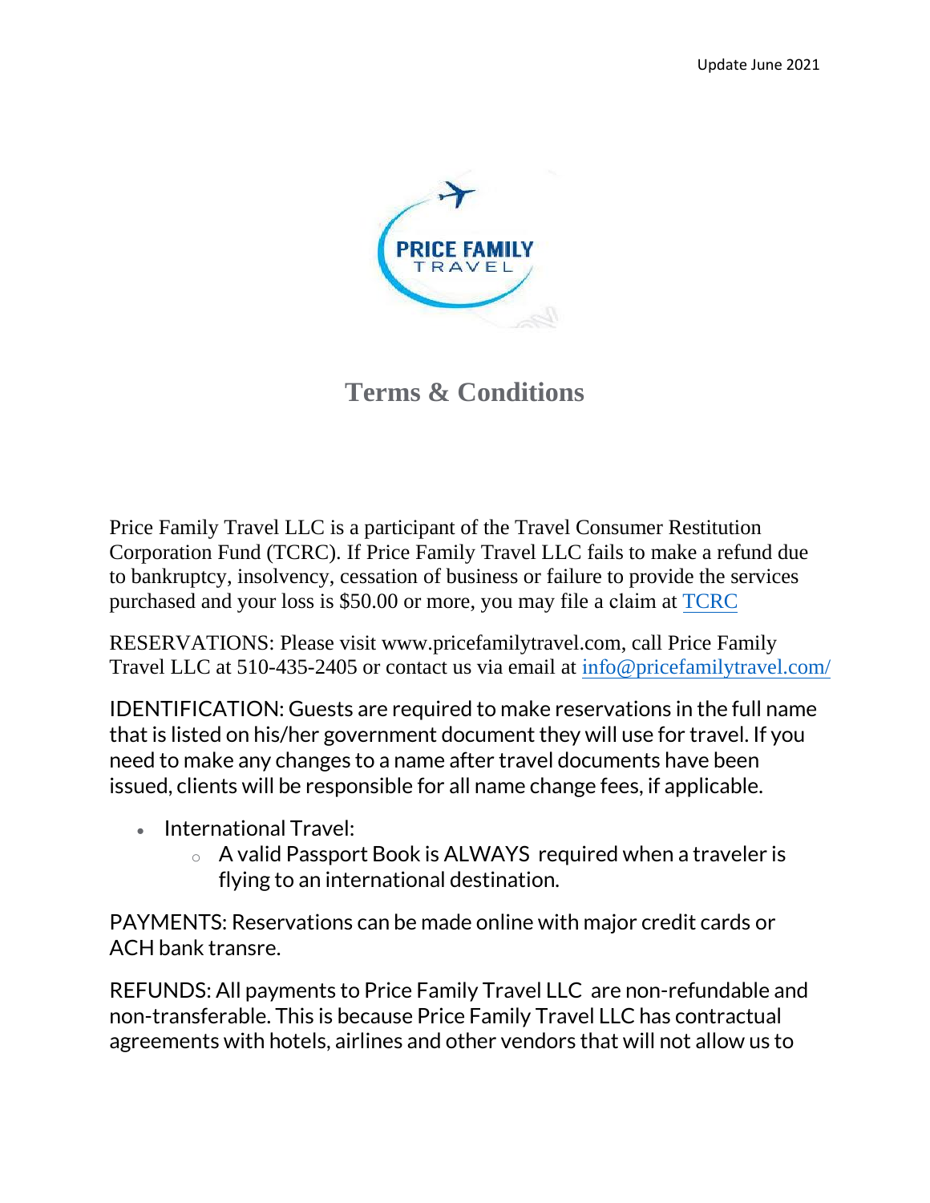Update June 2021

PRICE FAMILY TRAVEL

# Terms & Conditions

Price Family Travel LLC is a participant of the Travel Consumer Restitution Corporation Fund (TCRC). If Price Family Travel LLC fails to make a refund due to bankruptcy, insolvency, cessation of business or failure to provide the services purchased and your loss is $50.00 or more, you may file a claim at TCRC

RESERVATIONS: Please visit www.pricefamilytravel.com, call Price Family Travel LLC at 510-435-2405 or contact us via email at info@pricefamilytravel.com/

IDENTIFICATION: Guests are required to make reservations in the full name that is listed on his/her government document they will use for travel. If you need to make any changes to a name after travel documents have been issued, clients will be responsible for all name change fees, if applicable.

- International Travel:
  - A valid Passport Book is ALWAYS required when a traveler is flying to an international destination.

PAYMENTS: Reservations can be made online with major credit cards or ACH bank transre.

REFUNDS: All payments to Price Family Travel LLC are non-refundable and non-transferable. This is because Price Family Travel LLC has contractual agreements with hotels, airlines and other vendors that will not allow us to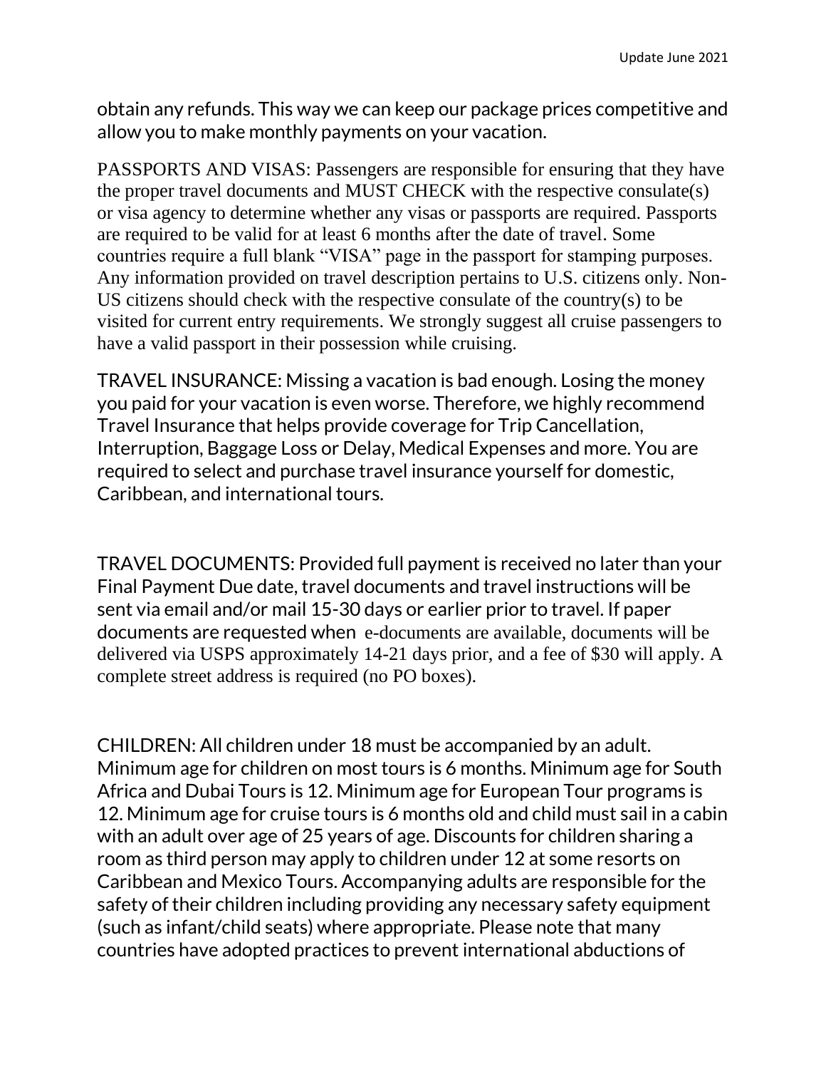obtain any refunds. This way we can keep our package prices competitive and allow you to make monthly payments on your vacation.

PASSPORTS AND VISAS: Passengers are responsible for ensuring that they have the proper travel documents and MUST CHECK with the respective consulate(s) or visa agency to determine whether any visas or passports are required. Passports are required to be valid for at least 6 months after the date of travel. Some countries require a full blank "VISA" page in the passport for stamping purposes. Any information provided on travel description pertains to U.S. citizens only. Non-US citizens should check with the respective consulate of the country(s) to be visited for current entry requirements. We strongly suggest all cruise passengers to have a valid passport in their possession while cruising.

TRAVEL INSURANCE: Missing a vacation is bad enough. Losing the money you paid for your vacation is even worse. Therefore, we highly recommend Travel Insurance that helps provide coverage for Trip Cancellation, Interruption, Baggage Loss or Delay, Medical Expenses and more. You are required to select and purchase travel insurance yourself for domestic, Caribbean, and international tours.

TRAVEL DOCUMENTS: Provided full payment is received no later than your Final Payment Due date, travel documents and travel instructions will be sent via email and/or mail 15-30 days or earlier prior to travel. If paper documents are requested when e-documents are available, documents will be delivered via USPS approximately 14-21 days prior, and a fee of $30 will apply. A complete street address is required (no PO boxes).

CHILDREN: All children under 18 must be accompanied by an adult. Minimum age for children on most tours is 6 months. Minimum age for South Africa and Dubai Tours is 12. Minimum age for European Tour programs is 12. Minimum age for cruise tours is 6 months old and child must sail in a cabin with an adult over age of 25 years of age. Discounts for children sharing a room as third person may apply to children under 12 at some resorts on Caribbean and Mexico Tours. Accompanying adults are responsible for the safety of their children including providing any necessary safety equipment (such as infant/child seats) where appropriate. Please note that many countries have adopted practices to prevent international abductions of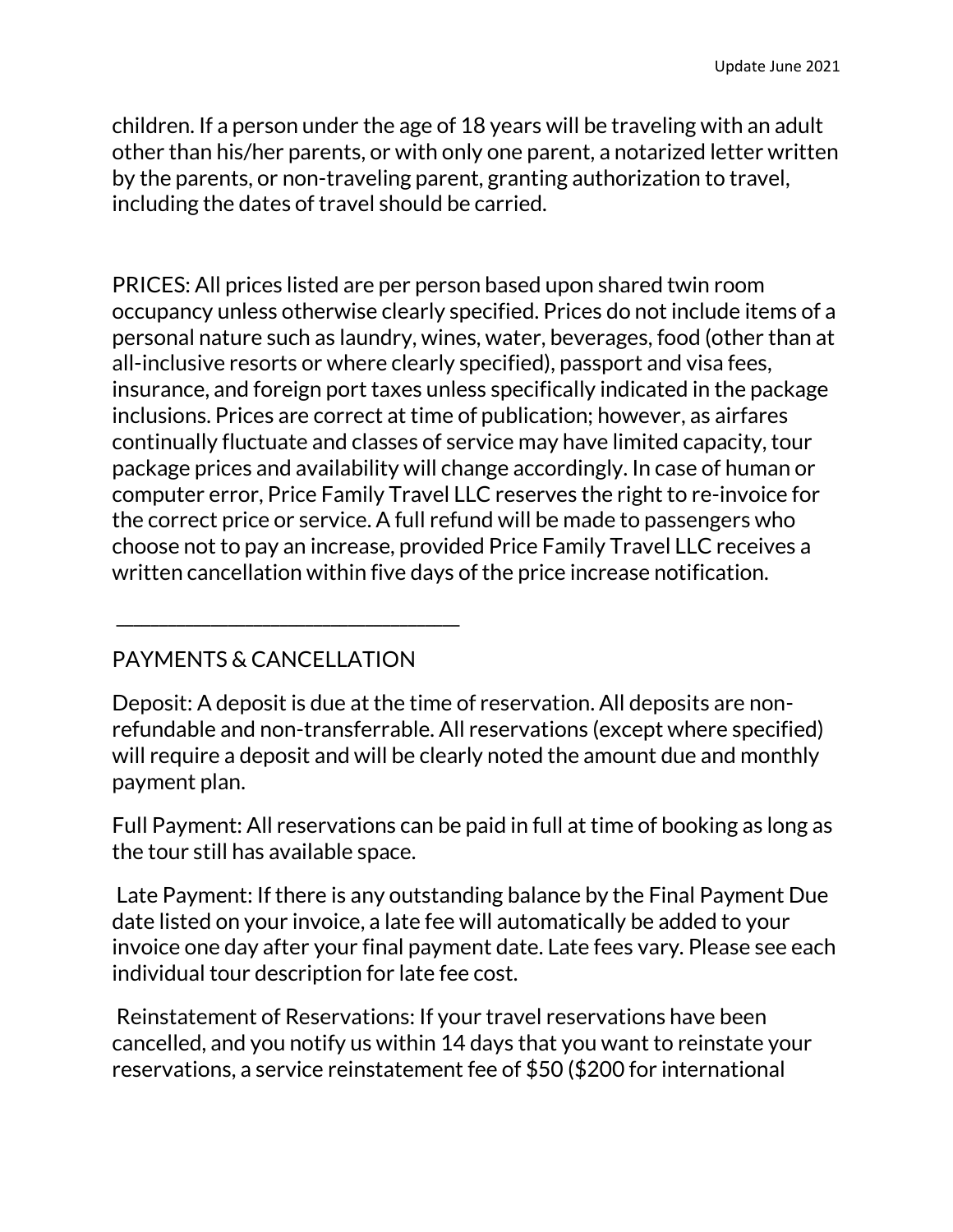children. If a person under the age of 18 years will be traveling with an adult other than his/her parents, or with only one parent, a notarized letter written by the parents, or non-traveling parent, granting authorization to travel, including the dates of travel should be carried.

PRICES: All prices listed are per person based upon shared twin room occupancy unless otherwise clearly specified. Prices do not include items of a personal nature such as laundry, wines, water, beverages, food (other than at all-inclusive resorts or where clearly specified), passport and visa fees, insurance, and foreign port taxes unless specifically indicated in the package inclusions. Prices are correct at time of publication; however, as airfares continually fluctuate and classes of service may have limited capacity, tour package prices and availability will change accordingly. In case of human or computer error, Price Family Travel LLC reserves the right to re-invoice for the correct price or service. A full refund will be made to passengers who choose not to pay an increase, provided Price Family Travel LLC receives a written cancellation within five days of the price increase notification.

---

PAYMENTS & CANCELLATION

Deposit: A deposit is due at the time of reservation. All deposits are non-refundable and non-transferrable. All reservations (except where specified) will require a deposit and will be clearly noted the amount due and monthly payment plan.

Full Payment: All reservations can be paid in full at time of booking as long as the tour still has available space.

Late Payment: If there is any outstanding balance by the Final Payment Due date listed on your invoice, a late fee will automatically be added to your invoice one day after your final payment date. Late fees vary. Please see each individual tour description for late fee cost.

Reinstatement of Reservations: If your travel reservations have been cancelled, and you notify us within 14 days that you want to reinstate your reservations, a service reinstatement fee of $50 ($200 for international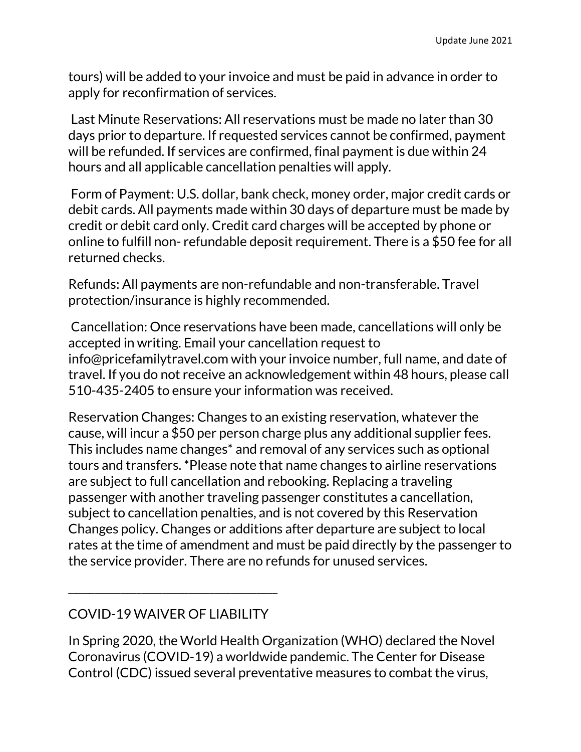tours) will be added to your invoice and must be paid in advance in order to apply for reconfirmation of services.

Last Minute Reservations: All reservations must be made no later than 30 days prior to departure. If requested services cannot be confirmed, payment will be refunded. If services are confirmed, final payment is due within 24 hours and all applicable cancellation penalties will apply.

Form of Payment: U.S. dollar, bank check, money order, major credit cards or debit cards. All payments made within 30 days of departure must be made by credit or debit card only. Credit card charges will be accepted by phone or online to fulfill non- refundable deposit requirement. There is a $50 fee for all returned checks.

Refunds: All payments are non-refundable and non-transferable. Travel protection/insurance is highly recommended.

Cancellation: Once reservations have been made, cancellations will only be accepted in writing. Email your cancellation request to info@pricefamilytravel.com with your invoice number, full name, and date of travel. If you do not receive an acknowledgement within 48 hours, please call 510-435-2405 to ensure your information was received.

Reservation Changes: Changes to an existing reservation, whatever the cause, will incur a $50 per person charge plus any additional supplier fees. This includes name changes* and removal of any services such as optional tours and transfers. *Please note that name changes to airline reservations are subject to full cancellation and rebooking. Replacing a traveling passenger with another traveling passenger constitutes a cancellation, subject to cancellation penalties, and is not covered by this Reservation Changes policy. Changes or additions after departure are subject to local rates at the time of amendment and must be paid directly by the passenger to the service provider. There are no refunds for unused services.

---

## COVID-19 WAIVER OF LIABILITY

In Spring 2020, the World Health Organization (WHO) declared the Novel Coronavirus (COVID-19) a worldwide pandemic. The Center for Disease Control (CDC) issued several preventative measures to combat the virus,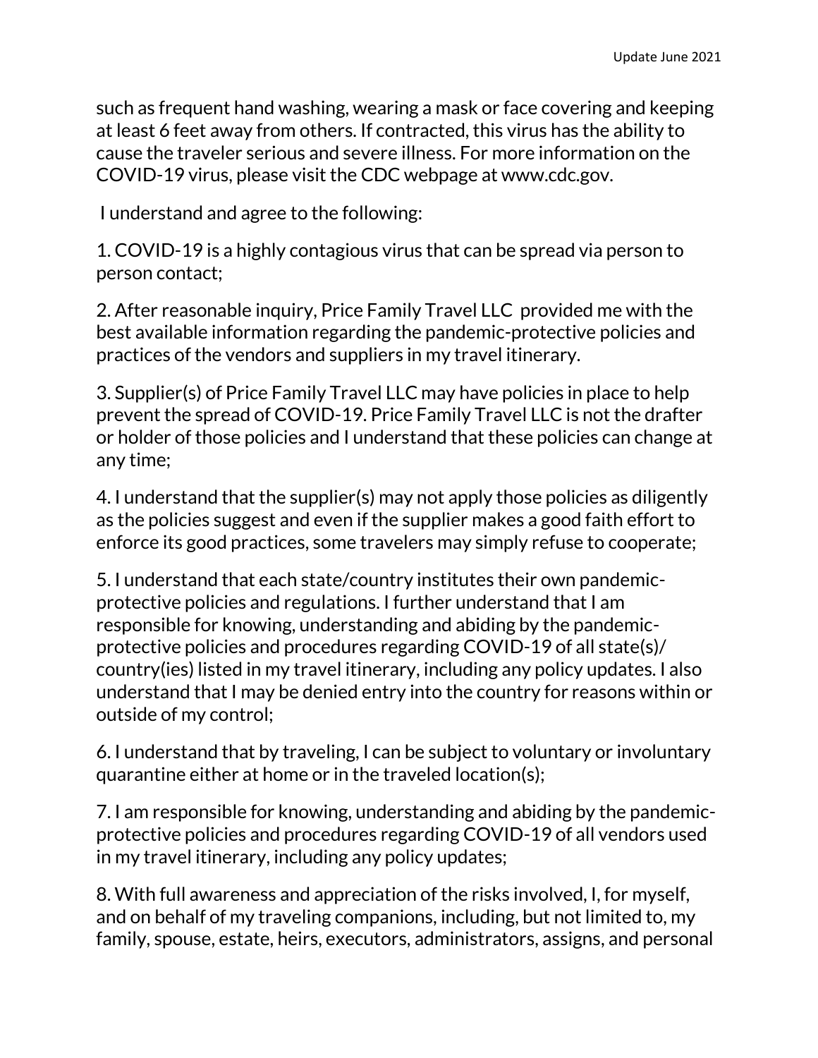such as frequent hand washing, wearing a mask or face covering and keeping at least 6 feet away from others. If contracted, this virus has the ability to cause the traveler serious and severe illness. For more information on the COVID-19 virus, please visit the CDC webpage at www.cdc.gov.

I understand and agree to the following:

1. COVID-19 is a highly contagious virus that can be spread via person to person contact;

2. After reasonable inquiry, Price Family Travel LLC provided me with the best available information regarding the pandemic-protective policies and practices of the vendors and suppliers in my travel itinerary.

3. Supplier(s) of Price Family Travel LLC may have policies in place to help prevent the spread of COVID-19. Price Family Travel LLC is not the drafter or holder of those policies and I understand that these policies can change at any time;

4. I understand that the supplier(s) may not apply those policies as diligently as the policies suggest and even if the supplier makes a good faith effort to enforce its good practices, some travelers may simply refuse to cooperate;

5. I understand that each state/country institutes their own pandemic-protective policies and regulations. I further understand that I am responsible for knowing, understanding and abiding by the pandemic-protective policies and procedures regarding COVID-19 of all state(s)/ country(ies) listed in my travel itinerary, including any policy updates. I also understand that I may be denied entry into the country for reasons within or outside of my control;

6. I understand that by traveling, I can be subject to voluntary or involuntary quarantine either at home or in the traveled location(s);

7. I am responsible for knowing, understanding and abiding by the pandemic-protective policies and procedures regarding COVID-19 of all vendors used in my travel itinerary, including any policy updates;

8. With full awareness and appreciation of the risks involved, I, for myself, and on behalf of my traveling companions, including, but not limited to, my family, spouse, estate, heirs, executors, administrators, assigns, and personal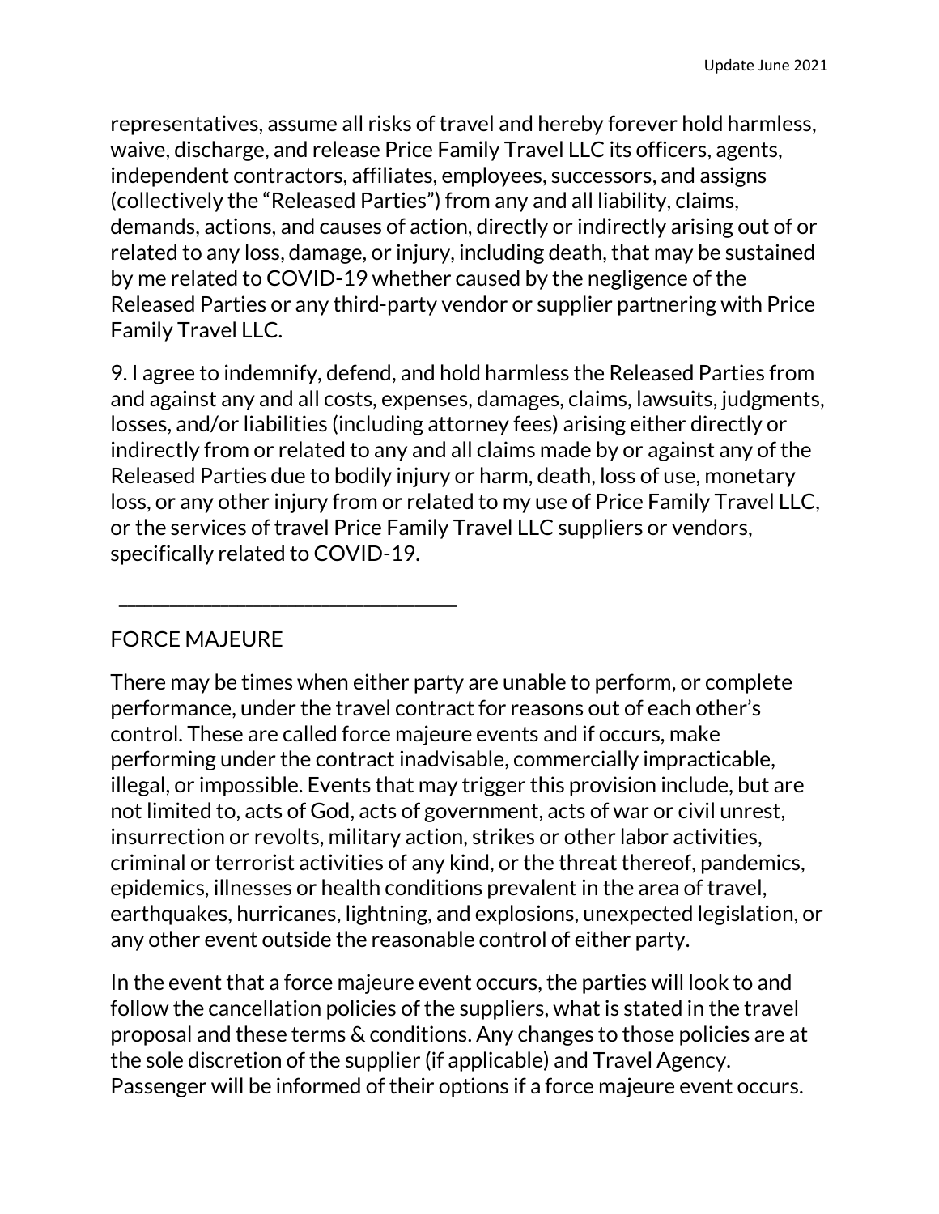representatives, assume all risks of travel and hereby forever hold harmless, waive, discharge, and release Price Family Travel LLC its officers, agents, independent contractors, affiliates, employees, successors, and assigns (collectively the "Released Parties") from any and all liability, claims, demands, actions, and causes of action, directly or indirectly arising out of or related to any loss, damage, or injury, including death, that may be sustained by me related to COVID-19 whether caused by the negligence of the Released Parties or any third-party vendor or supplier partnering with Price Family Travel LLC.

9. I agree to indemnify, defend, and hold harmless the Released Parties from and against any and all costs, expenses, damages, claims, lawsuits, judgments, losses, and/or liabilities (including attorney fees) arising either directly or indirectly from or related to any and all claims made by or against any of the Released Parties due to bodily injury or harm, death, loss of use, monetary loss, or any other injury from or related to my use of Price Family Travel LLC, or the services of travel Price Family Travel LLC suppliers or vendors, specifically related to COVID-19.

________________________________

FORCE MAJEURE

There may be times when either party are unable to perform, or complete performance, under the travel contract for reasons out of each other's control. These are called force majeure events and if occurs, make performing under the contract inadvisable, commercially impracticable, illegal, or impossible. Events that may trigger this provision include, but are not limited to, acts of God, acts of government, acts of war or civil unrest, insurrection or revolts, military action, strikes or other labor activities, criminal or terrorist activities of any kind, or the threat thereof, pandemics, epidemics, illnesses or health conditions prevalent in the area of travel, earthquakes, hurricanes, lightning, and explosions, unexpected legislation, or any other event outside the reasonable control of either party.

In the event that a force majeure event occurs, the parties will look to and follow the cancellation policies of the suppliers, what is stated in the travel proposal and these terms & conditions. Any changes to those policies are at the sole discretion of the supplier (if applicable) and Travel Agency. Passenger will be informed of their options if a force majeure event occurs.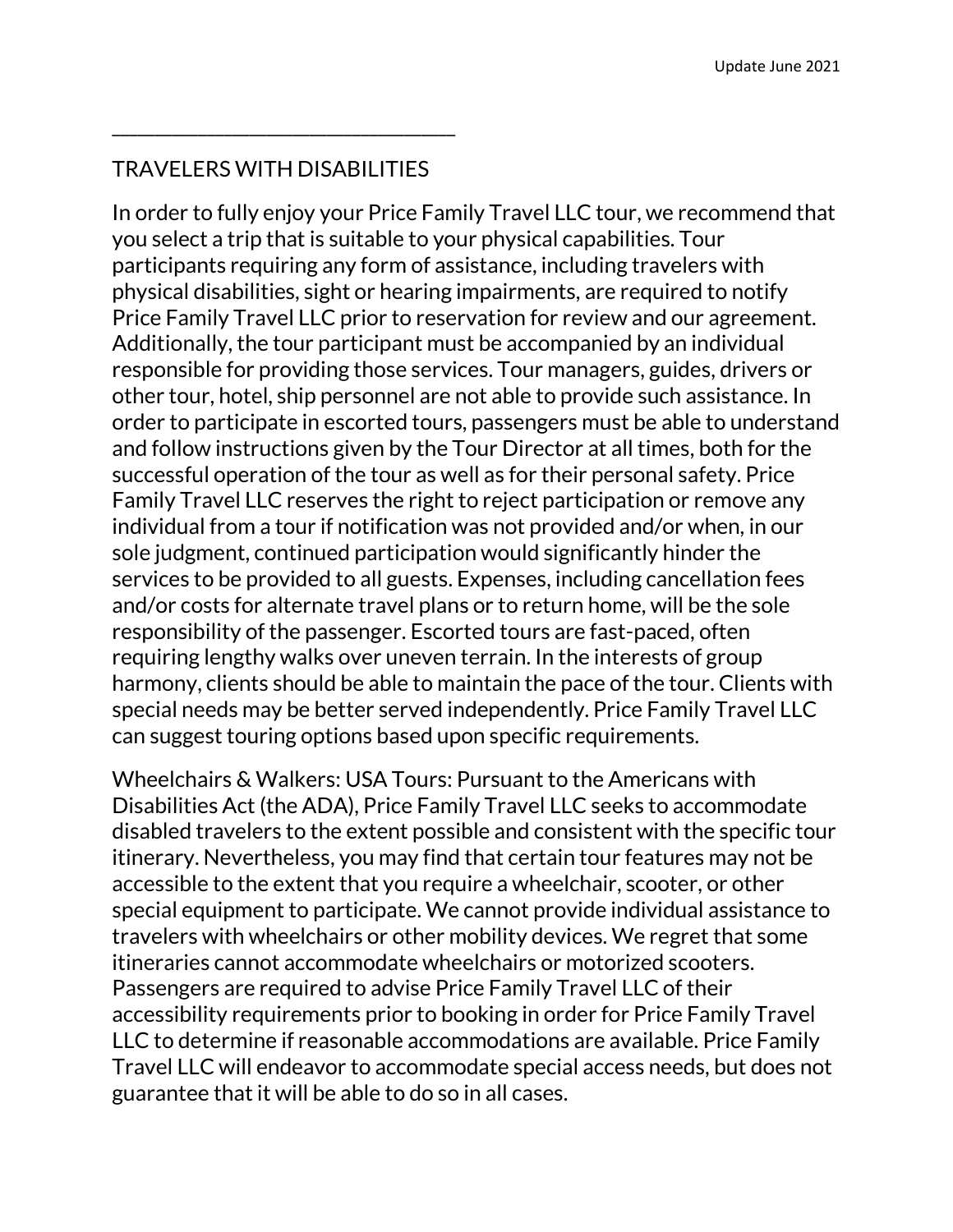## TRAVELERS WITH DISABILITIES

In order to fully enjoy your Price Family Travel LLC tour, we recommend that you select a trip that is suitable to your physical capabilities. Tour participants requiring any form of assistance, including travelers with physical disabilities, sight or hearing impairments, are required to notify Price Family Travel LLC prior to reservation for review and our agreement. Additionally, the tour participant must be accompanied by an individual responsible for providing those services. Tour managers, guides, drivers or other tour, hotel, ship personnel are not able to provide such assistance. In order to participate in escorted tours, passengers must be able to understand and follow instructions given by the Tour Director at all times, both for the successful operation of the tour as well as for their personal safety. Price Family Travel LLC reserves the right to reject participation or remove any individual from a tour if notification was not provided and/or when, in our sole judgment, continued participation would significantly hinder the services to be provided to all guests. Expenses, including cancellation fees and/or costs for alternate travel plans or to return home, will be the sole responsibility of the passenger. Escorted tours are fast-paced, often requiring lengthy walks over uneven terrain. In the interests of group harmony, clients should be able to maintain the pace of the tour. Clients with special needs may be better served independently. Price Family Travel LLC can suggest touring options based upon specific requirements.

Wheelchairs & Walkers: USA Tours: Pursuant to the Americans with Disabilities Act (the ADA), Price Family Travel LLC seeks to accommodate disabled travelers to the extent possible and consistent with the specific tour itinerary. Nevertheless, you may find that certain tour features may not be accessible to the extent that you require a wheelchair, scooter, or other special equipment to participate. We cannot provide individual assistance to travelers with wheelchairs or other mobility devices. We regret that some itineraries cannot accommodate wheelchairs or motorized scooters. Passengers are required to advise Price Family Travel LLC of their accessibility requirements prior to booking in order for Price Family Travel LLC to determine if reasonable accommodations are available. Price Family Travel LLC will endeavor to accommodate special access needs, but does not guarantee that it will be able to do so in all cases.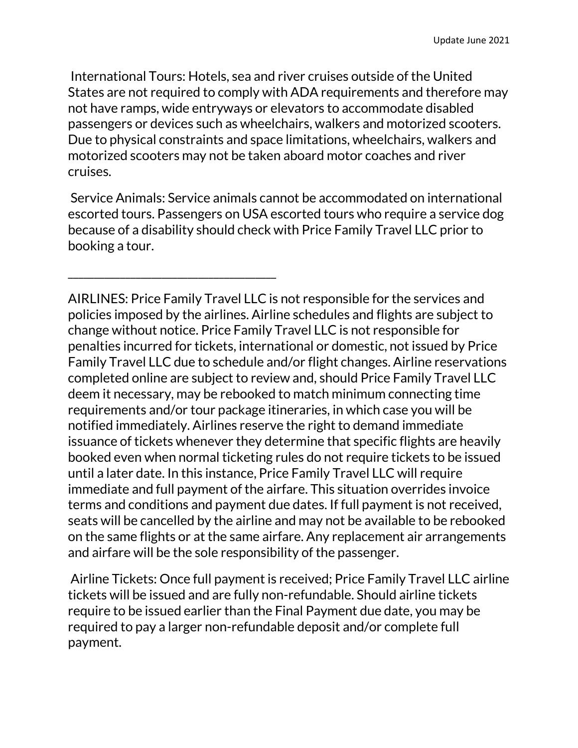International Tours: Hotels, sea and river cruises outside of the United States are not required to comply with ADA requirements and therefore may not have ramps, wide entryways or elevators to accommodate disabled passengers or devices such as wheelchairs, walkers and motorized scooters. Due to physical constraints and space limitations, wheelchairs, walkers and motorized scooters may not be taken aboard motor coaches and river cruises.

Service Animals: Service animals cannot be accommodated on international escorted tours. Passengers on USA escorted tours who require a service dog because of a disability should check with Price Family Travel LLC prior to booking a tour.

---

AIRLINES: Price Family Travel LLC is not responsible for the services and policies imposed by the airlines. Airline schedules and flights are subject to change without notice. Price Family Travel LLC is not responsible for penalties incurred for tickets, international or domestic, not issued by Price Family Travel LLC due to schedule and/or flight changes. Airline reservations completed online are subject to review and, should Price Family Travel LLC deem it necessary, may be rebooked to match minimum connecting time requirements and/or tour package itineraries, in which case you will be notified immediately. Airlines reserve the right to demand immediate issuance of tickets whenever they determine that specific flights are heavily booked even when normal ticketing rules do not require tickets to be issued until a later date. In this instance, Price Family Travel LLC will require immediate and full payment of the airfare. This situation overrides invoice terms and conditions and payment due dates. If full payment is not received, seats will be cancelled by the airline and may not be available to be rebooked on the same flights or at the same airfare. Any replacement air arrangements and airfare will be the sole responsibility of the passenger.

Airline Tickets: Once full payment is received; Price Family Travel LLC airline tickets will be issued and are fully non-refundable. Should airline tickets require to be issued earlier than the Final Payment due date, you may be required to pay a larger non-refundable deposit and/or complete full payment.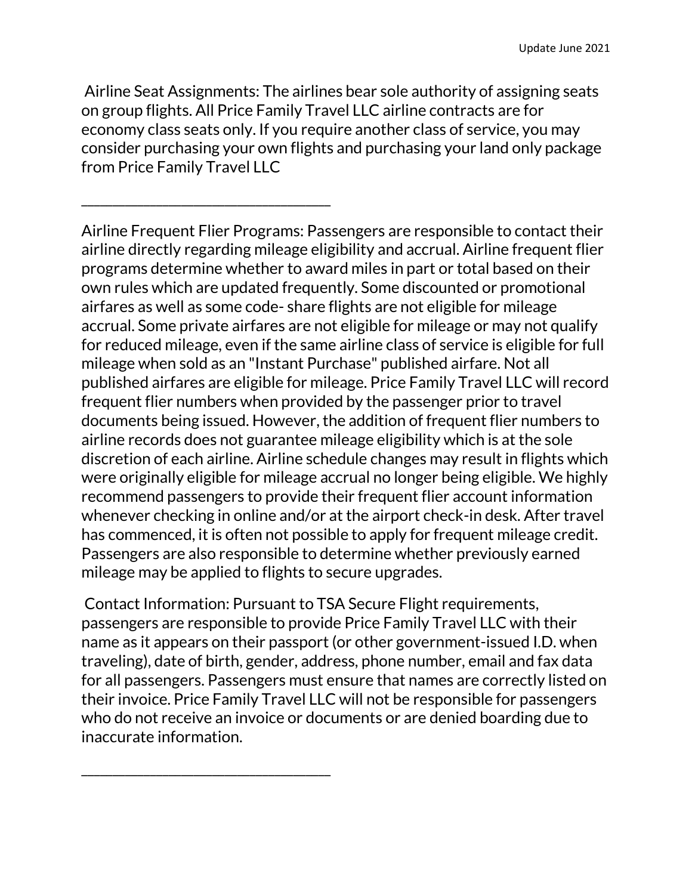Airline Seat Assignments: The airlines bear sole authority of assigning seats on group flights. All Price Family Travel LLC airline contracts are for economy class seats only. If you require another class of service, you may consider purchasing your own flights and purchasing your land only package from Price Family Travel LLC

________________________________

Airline Frequent Flier Programs: Passengers are responsible to contact their airline directly regarding mileage eligibility and accrual. Airline frequent flier programs determine whether to award miles in part or total based on their own rules which are updated frequently. Some discounted or promotional airfares as well as some code- share flights are not eligible for mileage accrual. Some private airfares are not eligible for mileage or may not qualify for reduced mileage, even if the same airline class of service is eligible for full mileage when sold as an "Instant Purchase" published airfare. Not all published airfares are eligible for mileage. Price Family Travel LLC will record frequent flier numbers when provided by the passenger prior to travel documents being issued. However, the addition of frequent flier numbers to airline records does not guarantee mileage eligibility which is at the sole discretion of each airline. Airline schedule changes may result in flights which were originally eligible for mileage accrual no longer being eligible. We highly recommend passengers to provide their frequent flier account information whenever checking in online and/or at the airport check-in desk. After travel has commenced, it is often not possible to apply for frequent mileage credit. Passengers are also responsible to determine whether previously earned mileage may be applied to flights to secure upgrades.

Contact Information: Pursuant to TSA Secure Flight requirements, passengers are responsible to provide Price Family Travel LLC with their name as it appears on their passport (or other government-issued I.D. when traveling), date of birth, gender, address, phone number, email and fax data for all passengers. Passengers must ensure that names are correctly listed on their invoice. Price Family Travel LLC will not be responsible for passengers who do not receive an invoice or documents or are denied boarding due to inaccurate information.

________________________________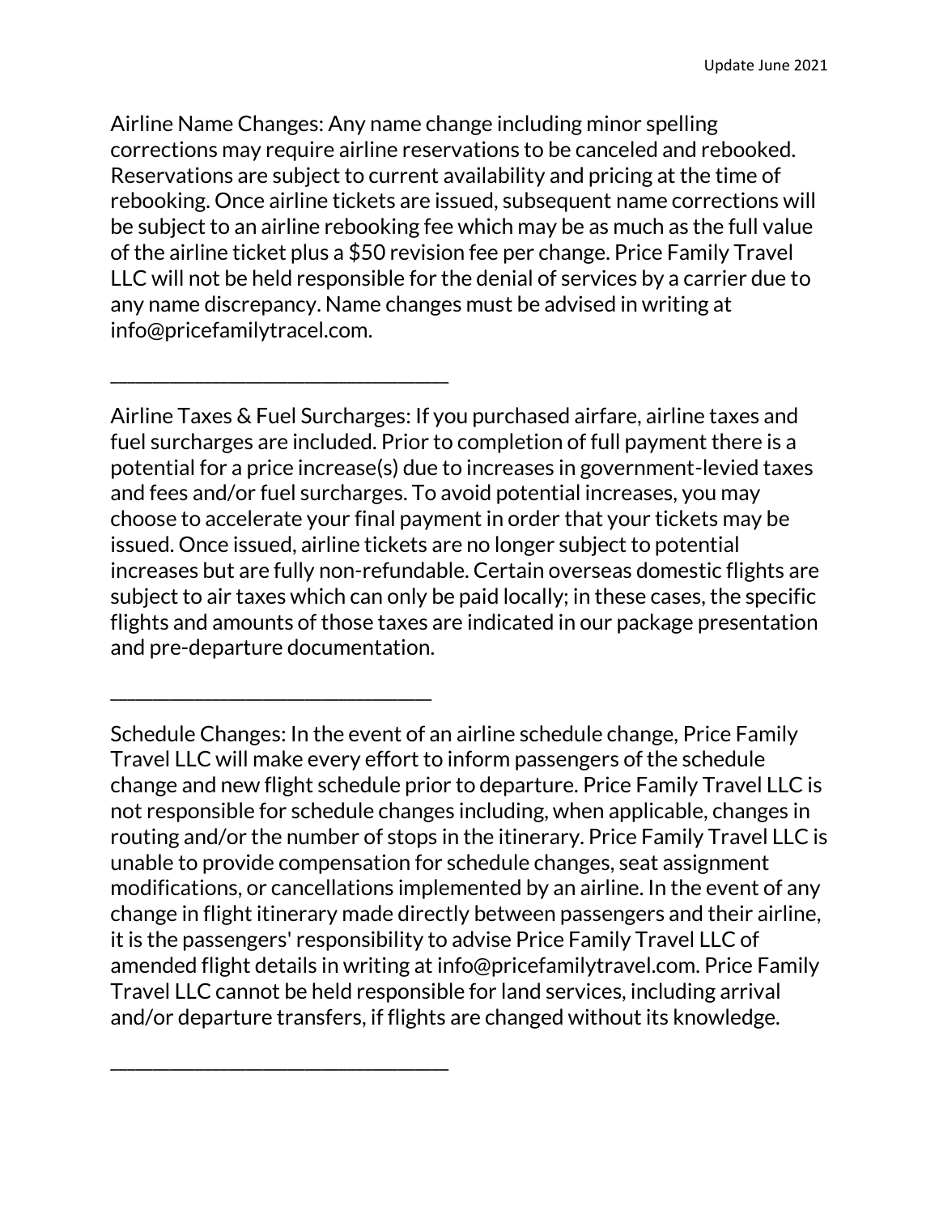Airline Name Changes: Any name change including minor spelling corrections may require airline reservations to be canceled and rebooked. Reservations are subject to current availability and pricing at the time of rebooking. Once airline tickets are issued, subsequent name corrections will be subject to an airline rebooking fee which may be as much as the full value of the airline ticket plus a $50 revision fee per change. Price Family Travel LLC will not be held responsible for the denial of services by a carrier due to any name discrepancy. Name changes must be advised in writing at info@pricefamilytracel.com.

\_\_\_\_\_\_\_\_\_\_\_\_\_\_\_\_\_\_\_\_\_\_\_\_\_\_\_\_\_\_\_\_

Airline Taxes & Fuel Surcharges: If you purchased airfare, airline taxes and fuel surcharges are included. Prior to completion of full payment there is a potential for a price increase(s) due to increases in government-levied taxes and fees and/or fuel surcharges. To avoid potential increases, you may choose to accelerate your final payment in order that your tickets may be issued. Once issued, airline tickets are no longer subject to potential increases but are fully non-refundable. Certain overseas domestic flights are subject to air taxes which can only be paid locally; in these cases, the specific flights and amounts of those taxes are indicated in our package presentation and pre-departure documentation.

\_\_\_\_\_\_\_\_\_\_\_\_\_\_\_\_\_\_\_\_\_\_\_\_\_\_\_\_\_\_\_

Schedule Changes: In the event of an airline schedule change, Price Family Travel LLC will make every effort to inform passengers of the schedule change and new flight schedule prior to departure. Price Family Travel LLC is not responsible for schedule changes including, when applicable, changes in routing and/or the number of stops in the itinerary. Price Family Travel LLC is unable to provide compensation for schedule changes, seat assignment modifications, or cancellations implemented by an airline. In the event of any change in flight itinerary made directly between passengers and their airline, it is the passengers' responsibility to advise Price Family Travel LLC of amended flight details in writing at info@pricefamilytravel.com. Price Family Travel LLC cannot be held responsible for land services, including arrival and/or departure transfers, if flights are changed without its knowledge.

\_\_\_\_\_\_\_\_\_\_\_\_\_\_\_\_\_\_\_\_\_\_\_\_\_\_\_\_\_\_\_\_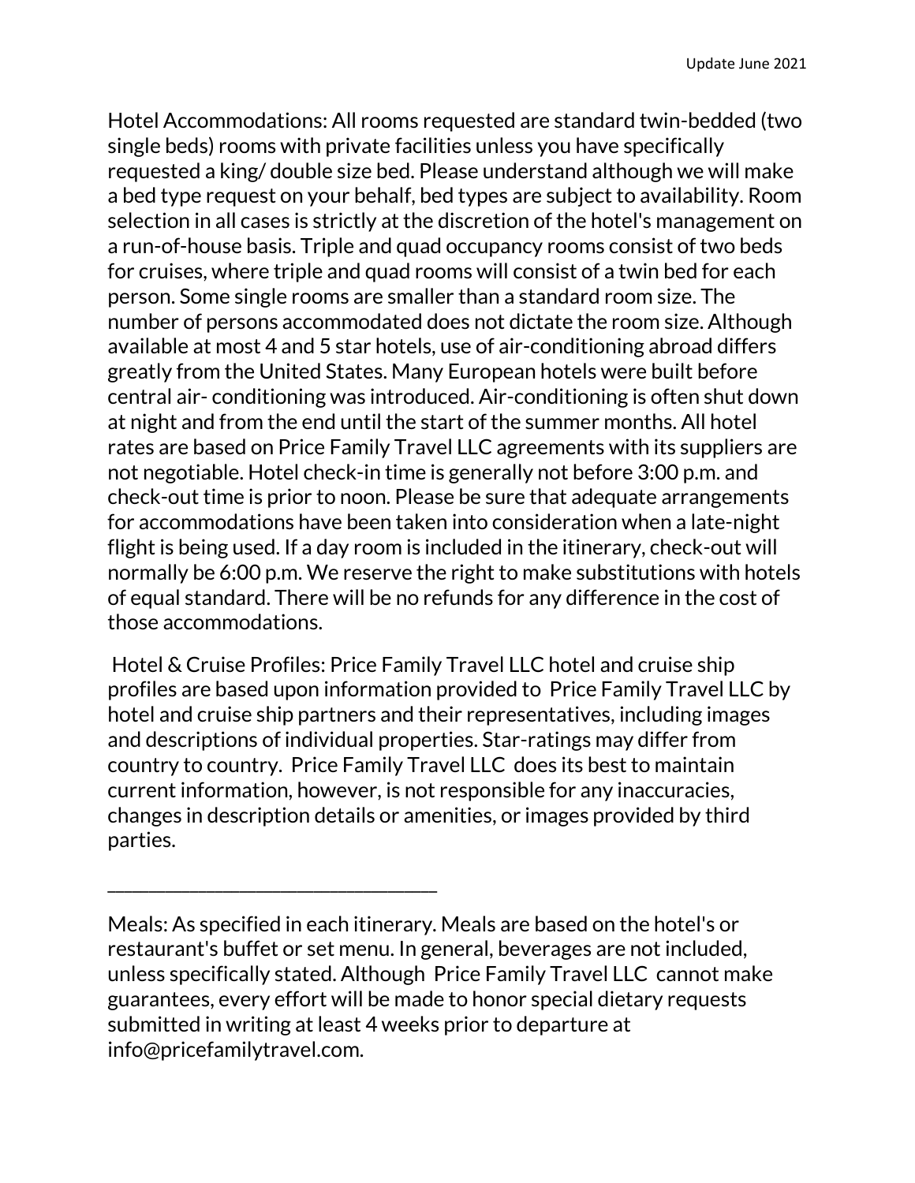Hotel Accommodations: All rooms requested are standard twin-bedded (two single beds) rooms with private facilities unless you have specifically requested a king/ double size bed. Please understand although we will make a bed type request on your behalf, bed types are subject to availability. Room selection in all cases is strictly at the discretion of the hotel's management on a run-of-house basis. Triple and quad occupancy rooms consist of two beds for cruises, where triple and quad rooms will consist of a twin bed for each person. Some single rooms are smaller than a standard room size. The number of persons accommodated does not dictate the room size. Although available at most 4 and 5 star hotels, use of air-conditioning abroad differs greatly from the United States. Many European hotels were built before central air- conditioning was introduced. Air-conditioning is often shut down at night and from the end until the start of the summer months. All hotel rates are based on Price Family Travel LLC agreements with its suppliers are not negotiable. Hotel check-in time is generally not before 3:00 p.m. and check-out time is prior to noon. Please be sure that adequate arrangements for accommodations have been taken into consideration when a late-night flight is being used. If a day room is included in the itinerary, check-out will normally be 6:00 p.m. We reserve the right to make substitutions with hotels of equal standard. There will be no refunds for any difference in the cost of those accommodations.

Hotel & Cruise Profiles: Price Family Travel LLC hotel and cruise ship profiles are based upon information provided to Price Family Travel LLC by hotel and cruise ship partners and their representatives, including images and descriptions of individual properties. Star-ratings may differ from country to country. Price Family Travel LLC does its best to maintain current information, however, is not responsible for any inaccuracies, changes in description details or amenities, or images provided by third parties.

---

Meals: As specified in each itinerary. Meals are based on the hotel's or restaurant's buffet or set menu. In general, beverages are not included, unless specifically stated. Although Price Family Travel LLC cannot make guarantees, every effort will be made to honor special dietary requests submitted in writing at least 4 weeks prior to departure at info@pricefamilytravel.com.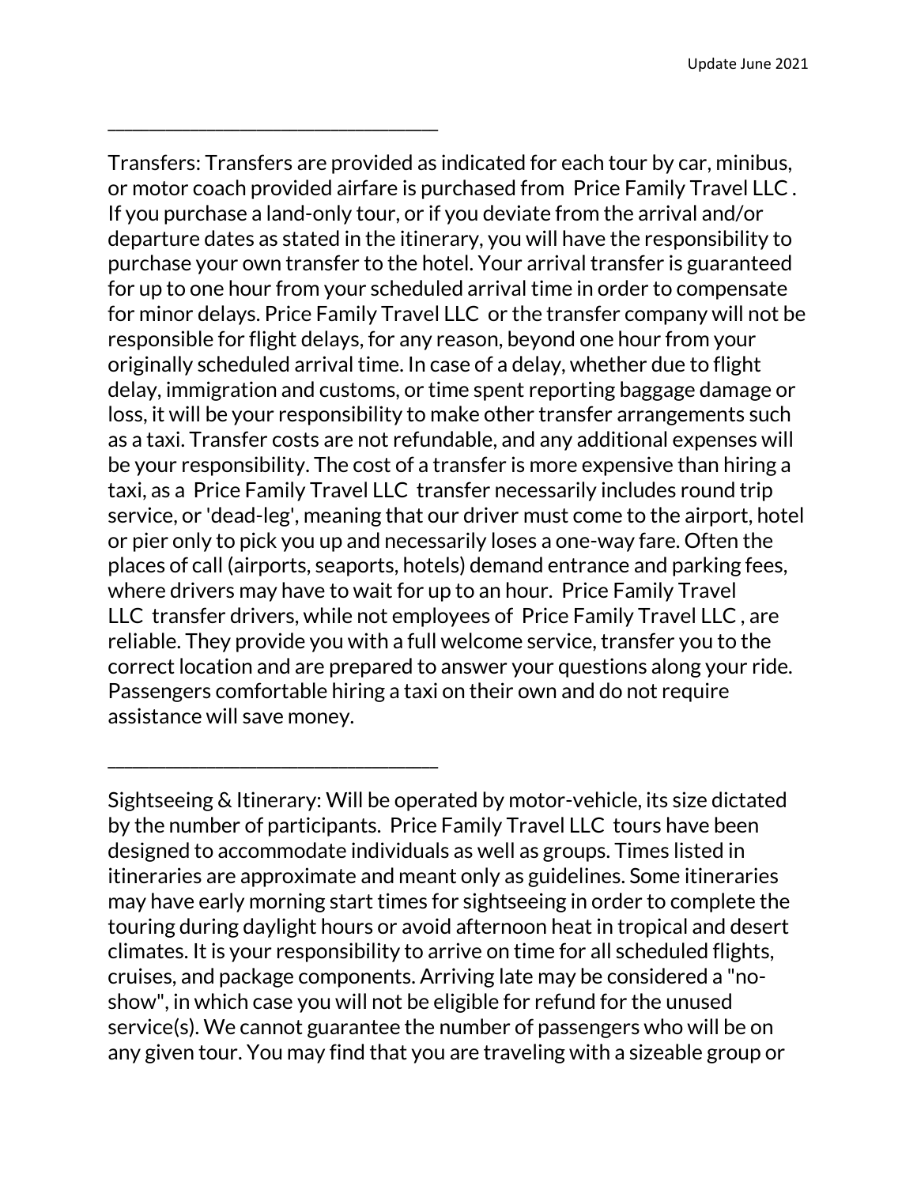________________________________

Transfers: Transfers are provided as indicated for each tour by car, minibus, or motor coach provided airfare is purchased from Price Family Travel LLC . If you purchase a land-only tour, or if you deviate from the arrival and/or departure dates as stated in the itinerary, you will have the responsibility to purchase your own transfer to the hotel. Your arrival transfer is guaranteed for up to one hour from your scheduled arrival time in order to compensate for minor delays. Price Family Travel LLC or the transfer company will not be responsible for flight delays, for any reason, beyond one hour from your originally scheduled arrival time. In case of a delay, whether due to flight delay, immigration and customs, or time spent reporting baggage damage or loss, it will be your responsibility to make other transfer arrangements such as a taxi. Transfer costs are not refundable, and any additional expenses will be your responsibility. The cost of a transfer is more expensive than hiring a taxi, as a Price Family Travel LLC transfer necessarily includes round trip service, or 'dead-leg', meaning that our driver must come to the airport, hotel or pier only to pick you up and necessarily loses a one-way fare. Often the places of call (airports, seaports, hotels) demand entrance and parking fees, where drivers may have to wait for up to an hour. Price Family Travel LLC transfer drivers, while not employees of Price Family Travel LLC , are reliable. They provide you with a full welcome service, transfer you to the correct location and are prepared to answer your questions along your ride. Passengers comfortable hiring a taxi on their own and do not require assistance will save money.

________________________________

Sightseeing & Itinerary: Will be operated by motor-vehicle, its size dictated by the number of participants. Price Family Travel LLC tours have been designed to accommodate individuals as well as groups. Times listed in itineraries are approximate and meant only as guidelines. Some itineraries may have early morning start times for sightseeing in order to complete the touring during daylight hours or avoid afternoon heat in tropical and desert climates. It is your responsibility to arrive on time for all scheduled flights, cruises, and package components. Arriving late may be considered a "no-show", in which case you will not be eligible for refund for the unused service(s). We cannot guarantee the number of passengers who will be on any given tour. You may find that you are traveling with a sizeable group or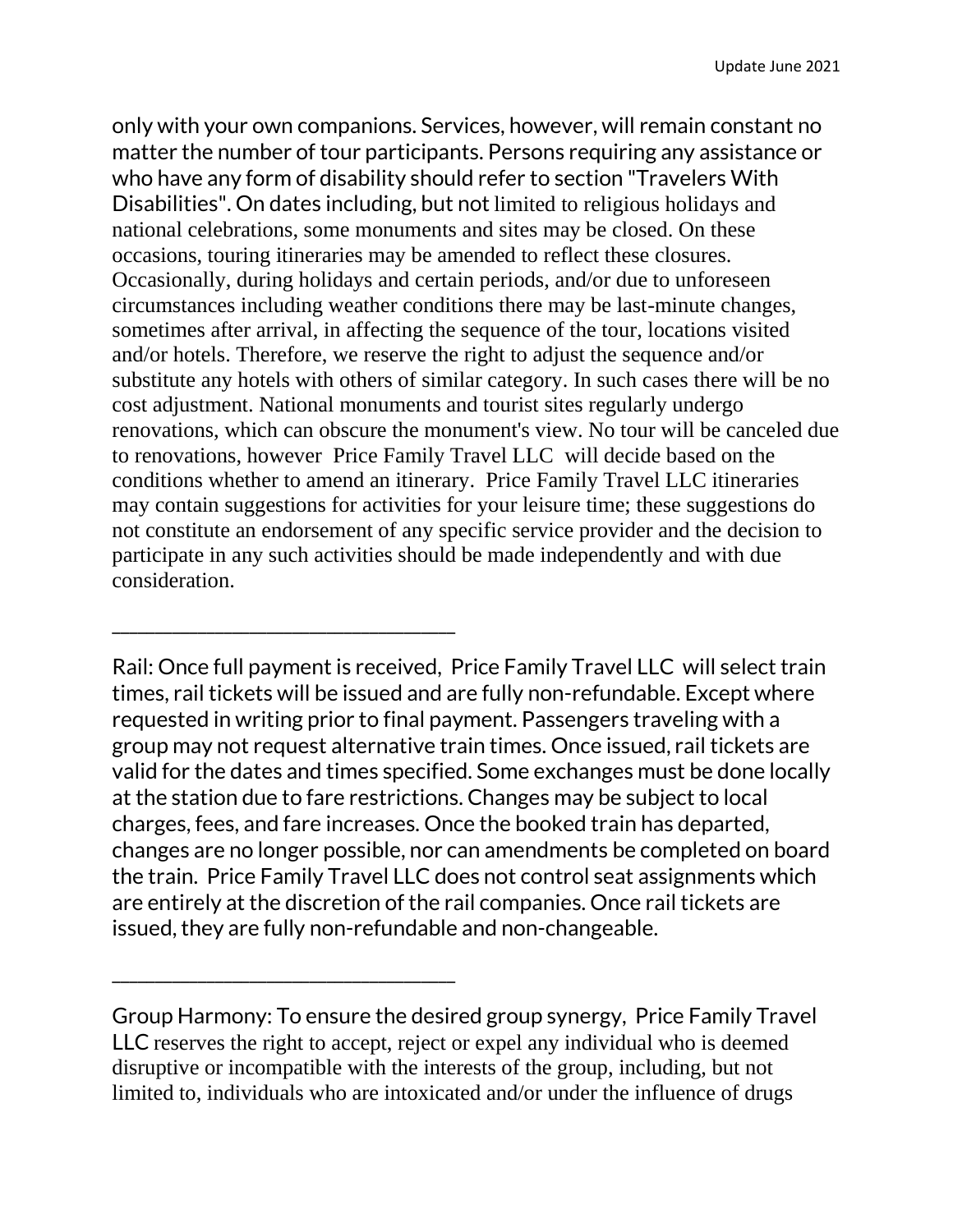only with your own companions. Services, however, will remain constant no matter the number of tour participants. Persons requiring any assistance or who have any form of disability should refer to section "Travelers With Disabilities". On dates including, but not limited to religious holidays and national celebrations, some monuments and sites may be closed. On these occasions, touring itineraries may be amended to reflect these closures. Occasionally, during holidays and certain periods, and/or due to unforeseen circumstances including weather conditions there may be last-minute changes, sometimes after arrival, in affecting the sequence of the tour, locations visited and/or hotels. Therefore, we reserve the right to adjust the sequence and/or substitute any hotels with others of similar category. In such cases there will be no cost adjustment. National monuments and tourist sites regularly undergo renovations, which can obscure the monument's view. No tour will be canceled due to renovations, however Price Family Travel LLC will decide based on the conditions whether to amend an itinerary. Price Family Travel LLC itineraries may contain suggestions for activities for your leisure time; these suggestions do not constitute an endorsement of any specific service provider and the decision to participate in any such activities should be made independently and with due consideration.

---

Rail: Once full payment is received, Price Family Travel LLC will select train times, rail tickets will be issued and are fully non-refundable. Except where requested in writing prior to final payment. Passengers traveling with a group may not request alternative train times. Once issued, rail tickets are valid for the dates and times specified. Some exchanges must be done locally at the station due to fare restrictions. Changes may be subject to local charges, fees, and fare increases. Once the booked train has departed, changes are no longer possible, nor can amendments be completed on board the train. Price Family Travel LLC does not control seat assignments which are entirely at the discretion of the rail companies. Once rail tickets are issued, they are fully non-refundable and non-changeable.

---

Group Harmony: To ensure the desired group synergy, Price Family Travel LLC reserves the right to accept, reject or expel any individual who is deemed disruptive or incompatible with the interests of the group, including, but not limited to, individuals who are intoxicated and/or under the influence of drugs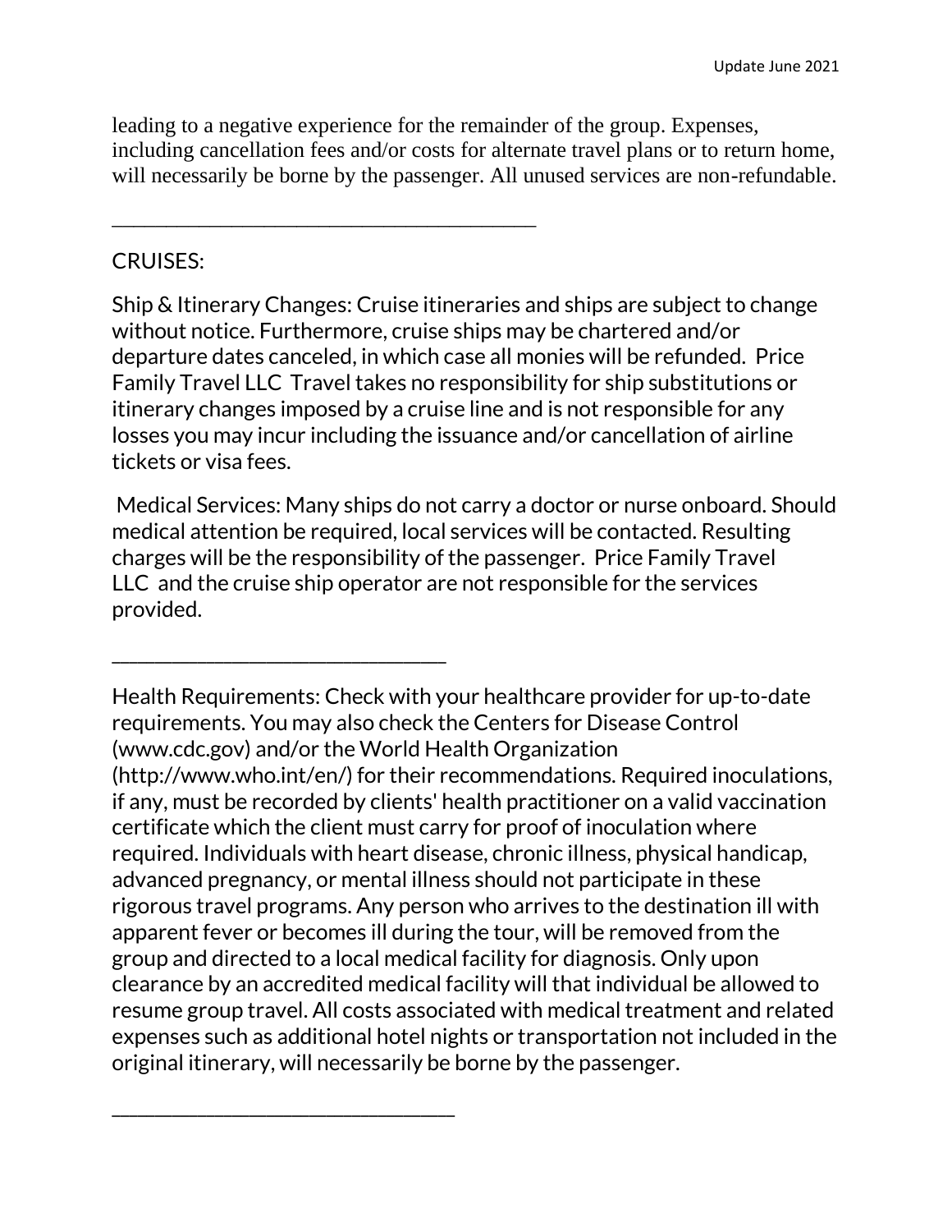leading to a negative experience for the remainder of the group. Expenses, including cancellation fees and/or costs for alternate travel plans or to return home, will necessarily be borne by the passenger. All unused services are non-refundable.

---

CRUISES:

Ship & Itinerary Changes: Cruise itineraries and ships are subject to change without notice. Furthermore, cruise ships may be chartered and/or departure dates canceled, in which case all monies will be refunded. Price Family Travel LLC Travel takes no responsibility for ship substitutions or itinerary changes imposed by a cruise line and is not responsible for any losses you may incur including the issuance and/or cancellation of airline tickets or visa fees.

Medical Services: Many ships do not carry a doctor or nurse onboard. Should medical attention be required, local services will be contacted. Resulting charges will be the responsibility of the passenger. Price Family Travel LLC and the cruise ship operator are not responsible for the services provided.

---

Health Requirements: Check with your healthcare provider for up-to-date requirements. You may also check the Centers for Disease Control (www.cdc.gov) and/or the World Health Organization (http://www.who.int/en/) for their recommendations. Required inoculations, if any, must be recorded by clients' health practitioner on a valid vaccination certificate which the client must carry for proof of inoculation where required. Individuals with heart disease, chronic illness, physical handicap, advanced pregnancy, or mental illness should not participate in these rigorous travel programs. Any person who arrives to the destination ill with apparent fever or becomes ill during the tour, will be removed from the group and directed to a local medical facility for diagnosis. Only upon clearance by an accredited medical facility will that individual be allowed to resume group travel. All costs associated with medical treatment and related expenses such as additional hotel nights or transportation not included in the original itinerary, will necessarily be borne by the passenger.

---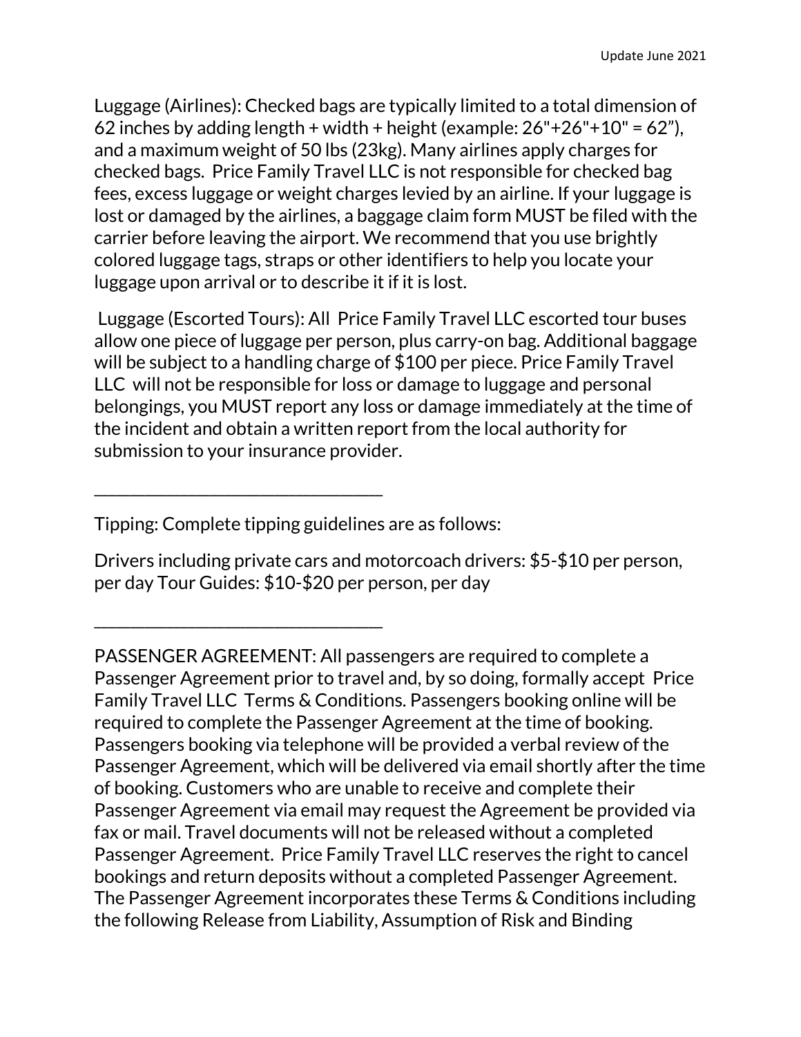Luggage (Airlines): Checked bags are typically limited to a total dimension of 62 inches by adding length + width + height (example: 26"+26"+10" = 62"), and a maximum weight of 50 lbs (23kg). Many airlines apply charges for checked bags. Price Family Travel LLC is not responsible for checked bag fees, excess luggage or weight charges levied by an airline. If your luggage is lost or damaged by the airlines, a baggage claim form MUST be filed with the carrier before leaving the airport. We recommend that you use brightly colored luggage tags, straps or other identifiers to help you locate your luggage upon arrival or to describe it if it is lost.

Luggage (Escorted Tours): All Price Family Travel LLC escorted tour buses allow one piece of luggage per person, plus carry-on bag. Additional baggage will be subject to a handling charge of $100 per piece. Price Family Travel LLC will not be responsible for loss or damage to luggage and personal belongings, you MUST report any loss or damage immediately at the time of the incident and obtain a written report from the local authority for submission to your insurance provider.

---

Tipping: Complete tipping guidelines are as follows:

Drivers including private cars and motorcoach drivers: $5-$10 per person, per day Tour Guides: $10-$20 per person, per day

---

PASSENGER AGREEMENT: All passengers are required to complete a Passenger Agreement prior to travel and, by so doing, formally accept Price Family Travel LLC Terms & Conditions. Passengers booking online will be required to complete the Passenger Agreement at the time of booking. Passengers booking via telephone will be provided a verbal review of the Passenger Agreement, which will be delivered via email shortly after the time of booking. Customers who are unable to receive and complete their Passenger Agreement via email may request the Agreement be provided via fax or mail. Travel documents will not be released without a completed Passenger Agreement. Price Family Travel LLC reserves the right to cancel bookings and return deposits without a completed Passenger Agreement. The Passenger Agreement incorporates these Terms & Conditions including the following Release from Liability, Assumption of Risk and Binding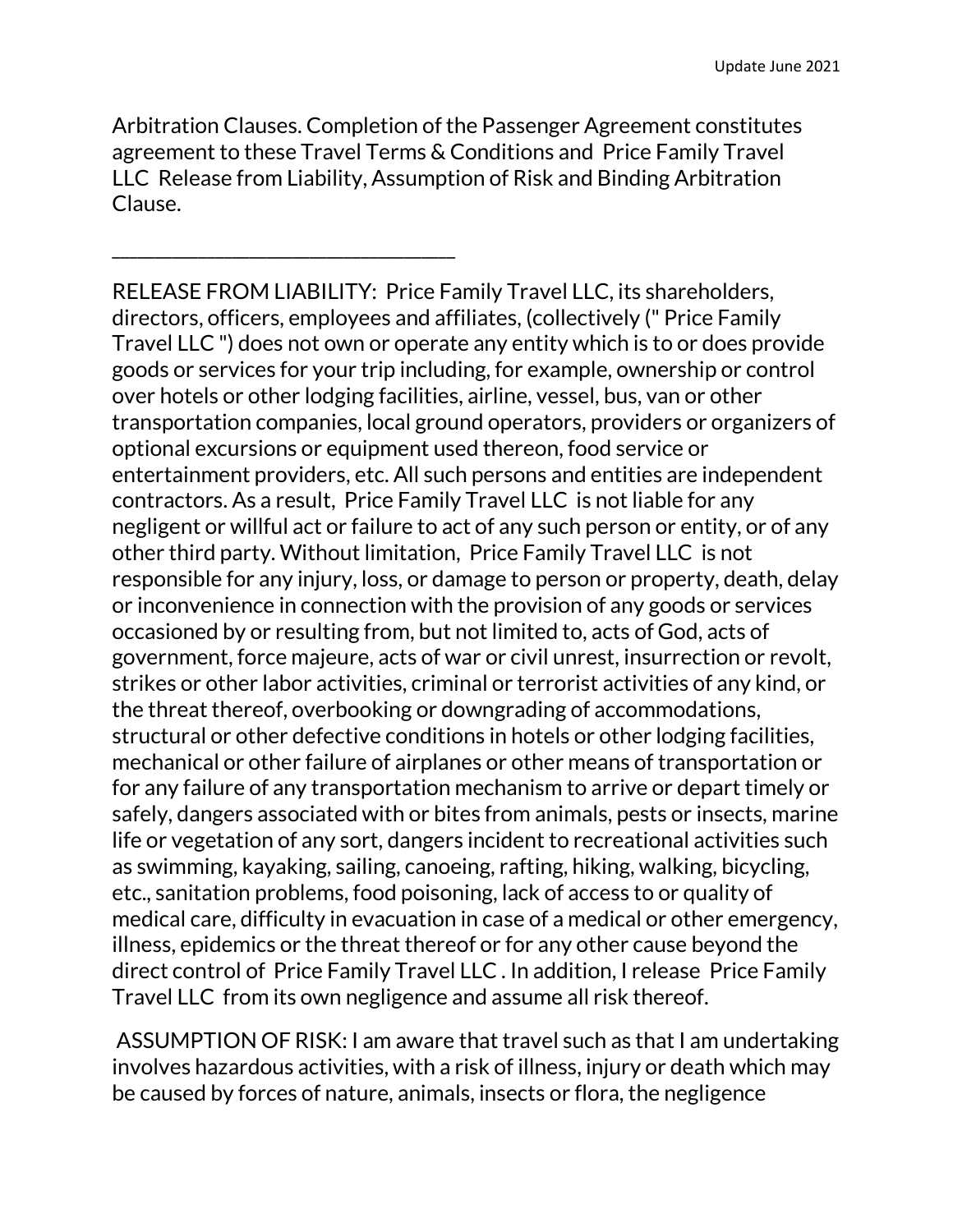Arbitration Clauses. Completion of the Passenger Agreement constitutes agreement to these Travel Terms & Conditions and Price Family Travel LLC Release from Liability, Assumption of Risk and Binding Arbitration Clause.

________________________________

RELEASE FROM LIABILITY: Price Family Travel LLC, its shareholders, directors, officers, employees and affiliates, (collectively (" Price Family Travel LLC ") does not own or operate any entity which is to or does provide goods or services for your trip including, for example, ownership or control over hotels or other lodging facilities, airline, vessel, bus, van or other transportation companies, local ground operators, providers or organizers of optional excursions or equipment used thereon, food service or entertainment providers, etc. All such persons and entities are independent contractors. As a result, Price Family Travel LLC is not liable for any negligent or willful act or failure to act of any such person or entity, or of any other third party. Without limitation, Price Family Travel LLC is not responsible for any injury, loss, or damage to person or property, death, delay or inconvenience in connection with the provision of any goods or services occasioned by or resulting from, but not limited to, acts of God, acts of government, force majeure, acts of war or civil unrest, insurrection or revolt, strikes or other labor activities, criminal or terrorist activities of any kind, or the threat thereof, overbooking or downgrading of accommodations, structural or other defective conditions in hotels or other lodging facilities, mechanical or other failure of airplanes or other means of transportation or for any failure of any transportation mechanism to arrive or depart timely or safely, dangers associated with or bites from animals, pests or insects, marine life or vegetation of any sort, dangers incident to recreational activities such as swimming, kayaking, sailing, canoeing, rafting, hiking, walking, bicycling, etc., sanitation problems, food poisoning, lack of access to or quality of medical care, difficulty in evacuation in case of a medical or other emergency, illness, epidemics or the threat thereof or for any other cause beyond the direct control of Price Family Travel LLC . In addition, I release Price Family Travel LLC from its own negligence and assume all risk thereof.

ASSUMPTION OF RISK: I am aware that travel such as that I am undertaking involves hazardous activities, with a risk of illness, injury or death which may be caused by forces of nature, animals, insects or flora, the negligence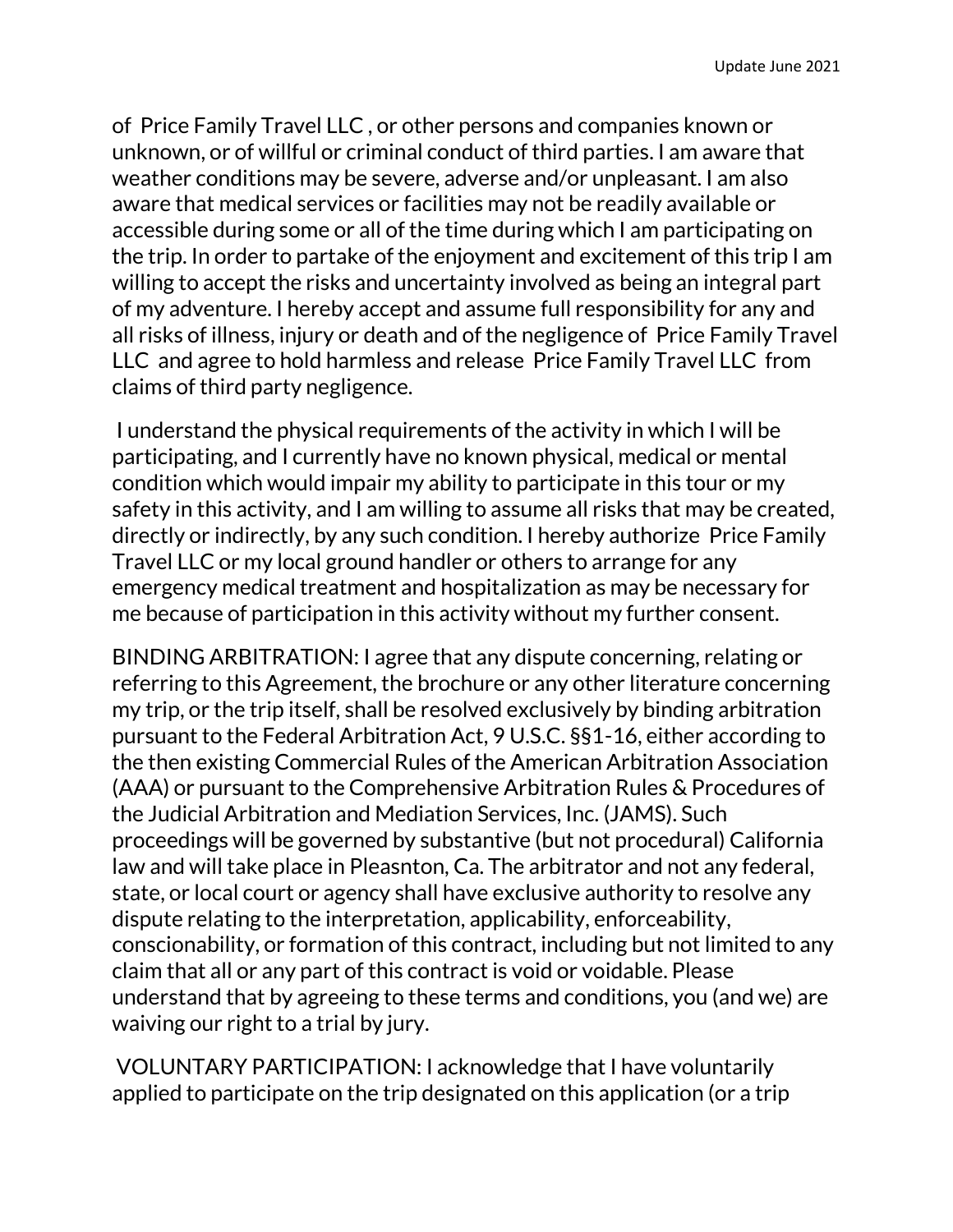of Price Family Travel LLC , or other persons and companies known or unknown, or of willful or criminal conduct of third parties. I am aware that weather conditions may be severe, adverse and/or unpleasant. I am also aware that medical services or facilities may not be readily available or accessible during some or all of the time during which I am participating on the trip. In order to partake of the enjoyment and excitement of this trip I am willing to accept the risks and uncertainty involved as being an integral part of my adventure. I hereby accept and assume full responsibility for any and all risks of illness, injury or death and of the negligence of Price Family Travel LLC and agree to hold harmless and release Price Family Travel LLC from claims of third party negligence.

I understand the physical requirements of the activity in which I will be participating, and I currently have no known physical, medical or mental condition which would impair my ability to participate in this tour or my safety in this activity, and I am willing to assume all risks that may be created, directly or indirectly, by any such condition. I hereby authorize Price Family Travel LLC or my local ground handler or others to arrange for any emergency medical treatment and hospitalization as may be necessary for me because of participation in this activity without my further consent.

BINDING ARBITRATION: I agree that any dispute concerning, relating or referring to this Agreement, the brochure or any other literature concerning my trip, or the trip itself, shall be resolved exclusively by binding arbitration pursuant to the Federal Arbitration Act, 9 U.S.C. §§1-16, either according to the then existing Commercial Rules of the American Arbitration Association (AAA) or pursuant to the Comprehensive Arbitration Rules & Procedures of the Judicial Arbitration and Mediation Services, Inc. (JAMS). Such proceedings will be governed by substantive (but not procedural) California law and will take place in Pleasnton, Ca. The arbitrator and not any federal, state, or local court or agency shall have exclusive authority to resolve any dispute relating to the interpretation, applicability, enforceability, conscionability, or formation of this contract, including but not limited to any claim that all or any part of this contract is void or voidable. Please understand that by agreeing to these terms and conditions, you (and we) are waiving our right to a trial by jury.

VOLUNTARY PARTICIPATION: I acknowledge that I have voluntarily applied to participate on the trip designated on this application (or a trip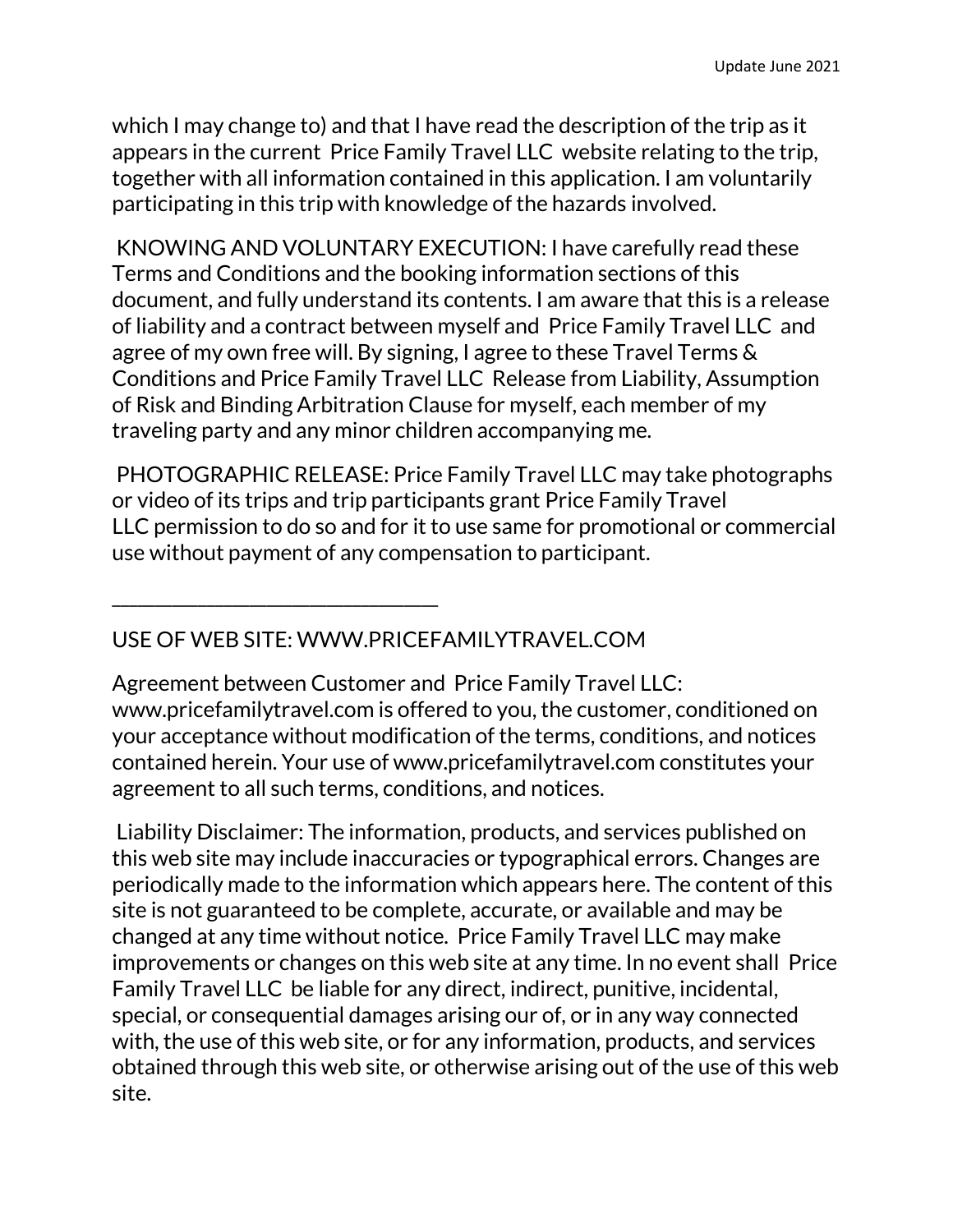which I may change to) and that I have read the description of the trip as it appears in the current Price Family Travel LLC website relating to the trip, together with all information contained in this application. I am voluntarily participating in this trip with knowledge of the hazards involved.

KNOWING AND VOLUNTARY EXECUTION: I have carefully read these Terms and Conditions and the booking information sections of this document, and fully understand its contents. I am aware that this is a release of liability and a contract between myself and Price Family Travel LLC and agree of my own free will. By signing, I agree to these Travel Terms & Conditions and Price Family Travel LLC Release from Liability, Assumption of Risk and Binding Arbitration Clause for myself, each member of my traveling party and any minor children accompanying me.

PHOTOGRAPHIC RELEASE: Price Family Travel LLC may take photographs or video of its trips and trip participants grant Price Family Travel LLC permission to do so and for it to use same for promotional or commercial use without payment of any compensation to participant.

______________________________

USE OF WEB SITE: WWW.PRICEFAMILYTRAVEL.COM

Agreement between Customer and Price Family Travel LLC: www.pricefamilytravel.com is offered to you, the customer, conditioned on your acceptance without modification of the terms, conditions, and notices contained herein. Your use of www.pricefamilytravel.com constitutes your agreement to all such terms, conditions, and notices.

Liability Disclaimer: The information, products, and services published on this web site may include inaccuracies or typographical errors. Changes are periodically made to the information which appears here. The content of this site is not guaranteed to be complete, accurate, or available and may be changed at any time without notice. Price Family Travel LLC may make improvements or changes on this web site at any time. In no event shall Price Family Travel LLC be liable for any direct, indirect, punitive, incidental, special, or consequential damages arising our of, or in any way connected with, the use of this web site, or for any information, products, and services obtained through this web site, or otherwise arising out of the use of this web site.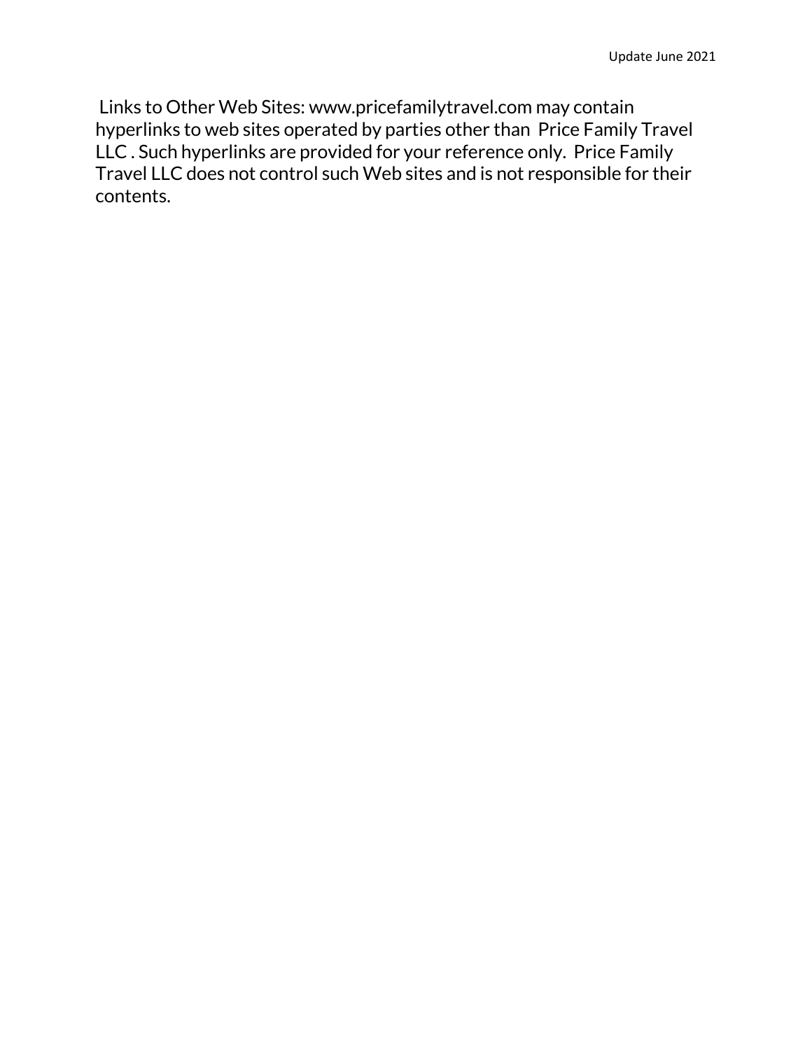Links to Other Web Sites: www.pricefamilytravel.com may contain hyperlinks to web sites operated by parties other than Price Family Travel LLC . Such hyperlinks are provided for your reference only. Price Family Travel LLC does not control such Web sites and is not responsible for their contents.